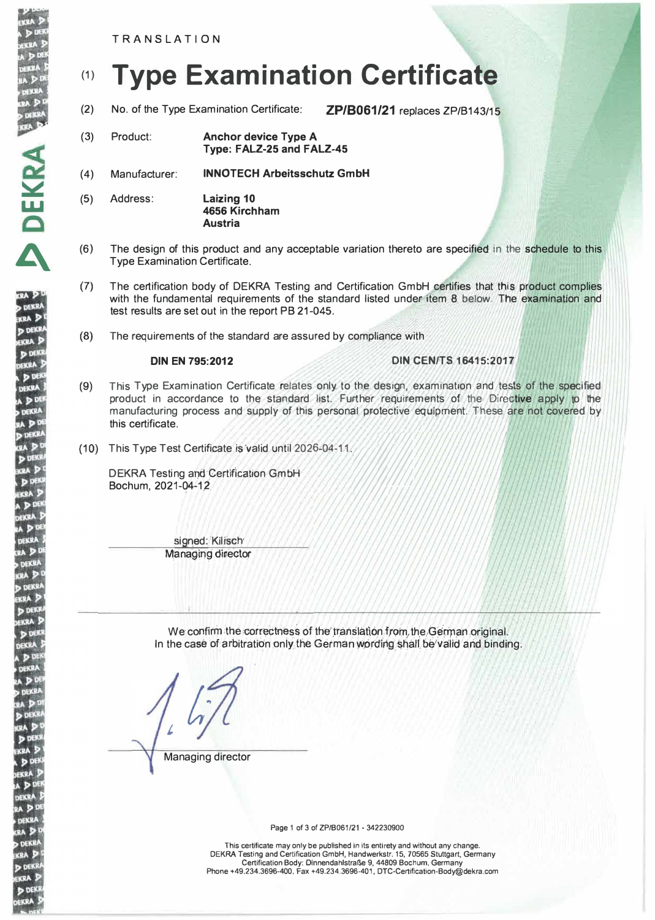TRANSLATION

# (1) Type Examination Certificate

(2) No. of the Type Examination Certificate: **ZP/B061/21** replaces ZP/B143/15

(3) Product: **Anchor device Type A**
**Type: FALZ-25 and FALZ-45**

(4) Manufacturer: **INNOTECH Arbeitsschutz GmbH**

(5) Address: **Laizing 10**
**4656 Kirchham**
**Austria**

(6) The design of this product and any acceptable variation thereto are specified in the schedule to this Type Examination Certificate.

(7) The certification body of DEKRA Testing and Certification GmbH certifies that this product complies with the fundamental requirements of the standard listed under item 8 below. The examination and test results are set out in the report PB 21-045.

(8) The requirements of the standard are assured by compliance with

**DIN EN 795:2012** **DIN CEN/TS 16415:2017**

(9) This Type Examination Certificate relates only to the design, examination and tests of the specified product in accordance to the standard list. Further requirements of the Directive apply to the manufacturing process and supply of this personal protective equipment. These are not covered by this certificate.

(10) This Type Test Certificate is valid until 2026-04-11.

DEKRA Testing and Certification GmbH
Bochum, 2021-04-12

signed: Kilisch
Managing director

---

We confirm the correctness of the translation from the German original.
In the case of arbitration only the German wording shall be valid and binding.

Managing director

Page 1 of 3 of ZP/B061/21 - 342230900

This certificate may only be published in its entirety and without any change.
DEKRA Testing and Certification GmbH, Handwerkstr. 15, 70565 Stuttgart, Germany
Certification Body: Dinnendahlstraße 9, 44809 Bochum, Germany
Phone +49.234.3696-400, Fax +49.234.3696-401, DTC-Certification-Body@dekra.com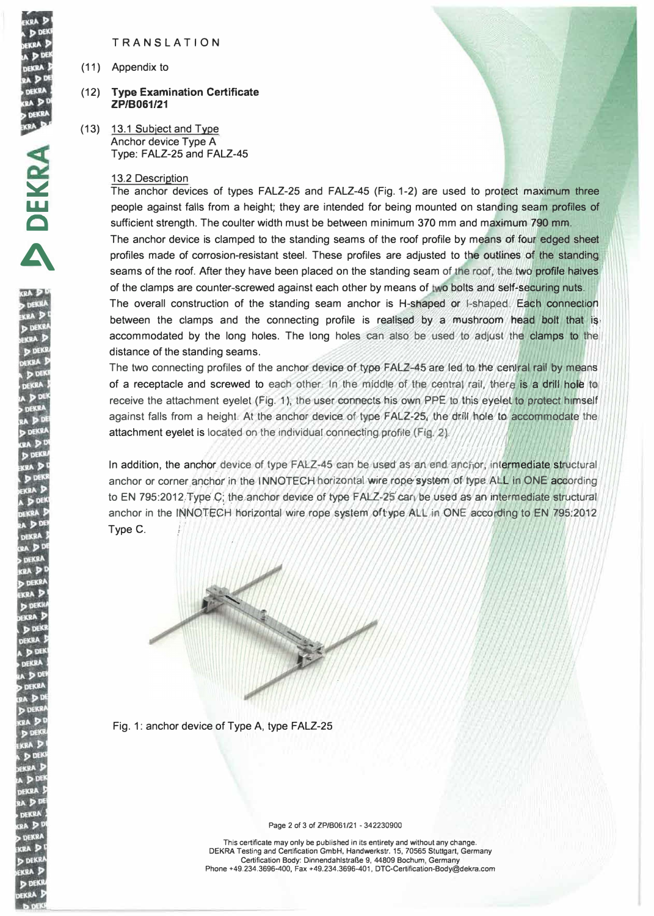TRANSLATION

(11) Appendix to

(12) **Type Examination Certificate ZP/B061/21**

(13) 13.1 Subject and Type
Anchor device Type A
Type: FALZ-25 and FALZ-45

13.2 Description

The anchor devices of types FALZ-25 and FALZ-45 (Fig. 1-2) are used to protect maximum three people against falls from a height; they are intended for being mounted on standing seam profiles of sufficient strength. The coulter width must be between minimum 370 mm and maximum 790 mm.

The anchor device is clamped to the standing seams of the roof profile by means of four edged sheet profiles made of corrosion-resistant steel. These profiles are adjusted to the outlines of the standing seams of the roof. After they have been placed on the standing seam of the roof, the two profile halves of the clamps are counter-screwed against each other by means of two bolts and self-securing nuts.

The overall construction of the standing seam anchor is H-shaped or I-shaped. Each connection between the clamps and the connecting profile is realised by a mushroom head bolt that is accommodated by the long holes. The long holes can also be used to adjust the clamps to the distance of the standing seams.

The two connecting profiles of the anchor device of type FALZ-45 are led to the central rail by means of a receptacle and screwed to each other. In the middle of the central rail, there is a drill hole to receive the attachment eyelet (Fig. 1); the user connects his own PPE to this eyelet to protect himself against falls from a height. At the anchor device of type FALZ-25, the drill hole to accommodate the attachment eyelet is located on the individual connecting profile (Fig. 2).

In addition, the anchor device of type FALZ-45 can be used as an end anchor, intermediate structural anchor or corner anchor in the INNOTECH horizontal wire rope system of type ALL in ONE according to EN 795:2012 Type C; the anchor device of type FALZ-25 can be used as an intermediate structural anchor in the INNOTECH horizontal wire rope system of type ALL in ONE according to EN 795:2012 Type C.

Fig. 1: anchor device of Type A, type FALZ-25

This certificate may only be published in its entirety and without any change.
DEKRA Testing and Certification GmbH, Handwerkstr. 15, 70565 Stuttgart, Germany
Certification Body: Dinnendahlstraße 9, 44809 Bochum, Germany
Phone +49.234.3696-400, Fax +49.234.3696-401, DTC-Certification-Body@dekra.com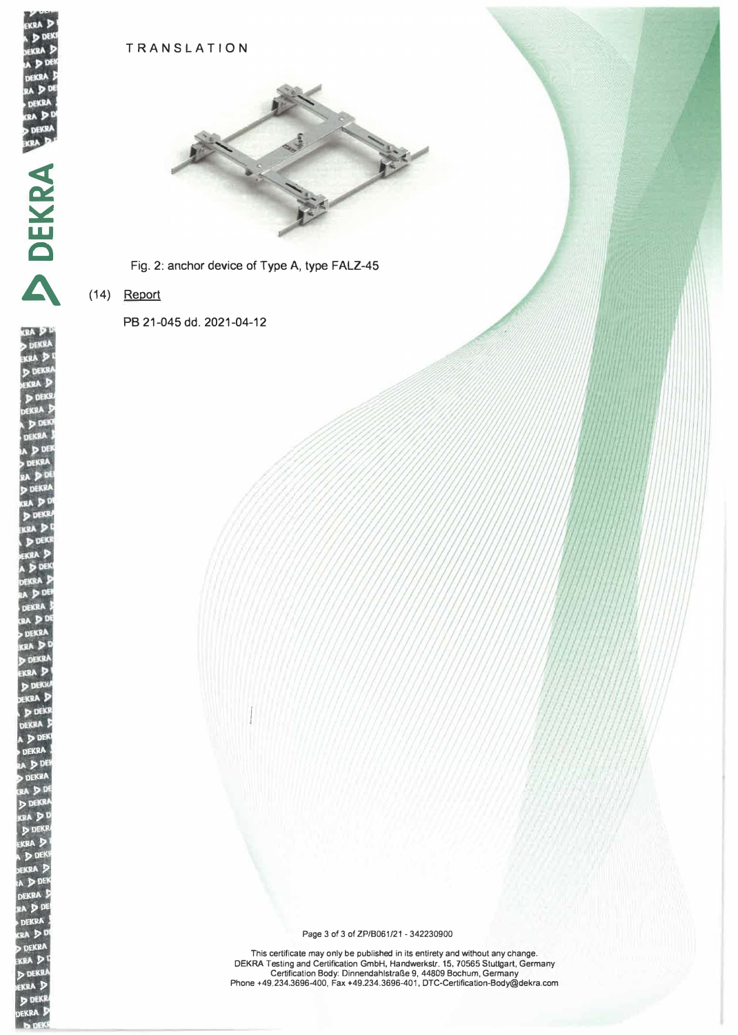TRANSLATION

Fig. 2: anchor device of Type A, type FALZ-45

(14) Report

PB 21-045 dd. 2021-04-12

This certificate may only be published in its entirety and without any change.
DEKRA Testing and Certification GmbH, Handwerkstr. 15, 70565 Stuttgart, Germany
Certification Body: Dinnendahlstraße 9, 44809 Bochum, Germany
Phone +49.234.3696-400, Fax +49.234.3696-401, DTC-Certification-Body@dekra.com